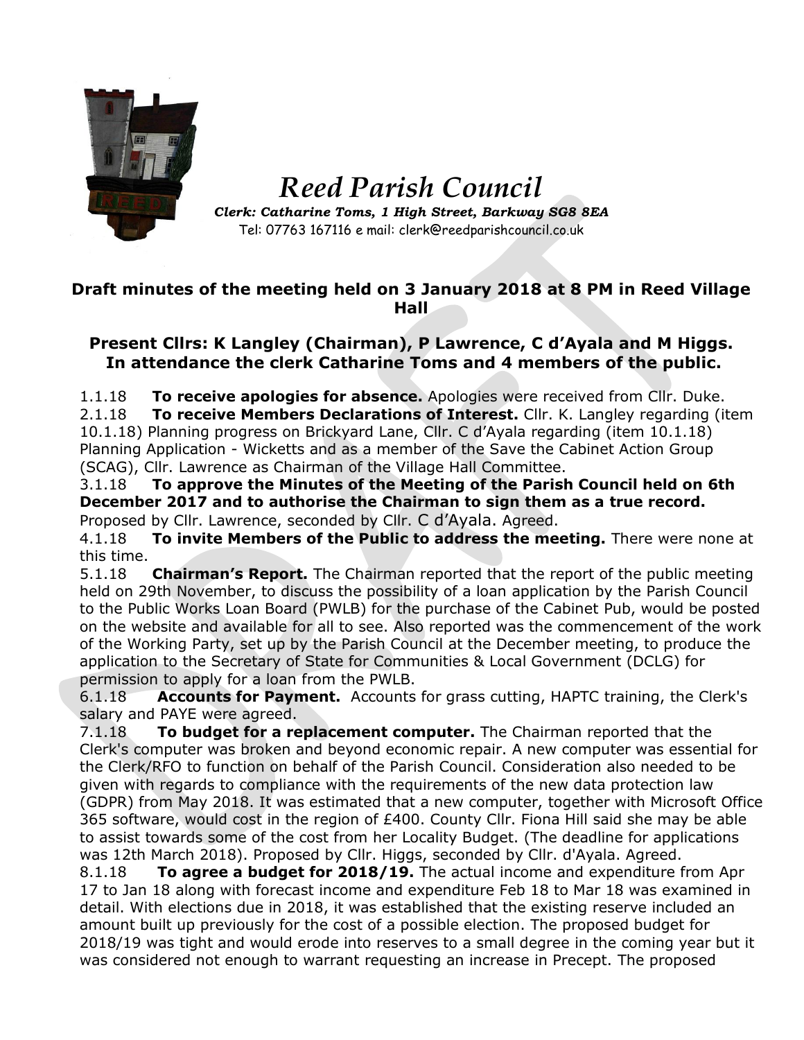# *Reed Parish Council*

***Clerk: Catharine Toms, 1 High Street, Barkway SG8 8EA***

Tel: 07763 167116 e mail: clerk@reedparishcouncil.co.uk

**Draft minutes of the meeting held on 3 January 2018 at 8 PM in Reed Village Hall**

**Present Cllrs: K Langley (Chairman), P Lawrence, C d'Ayala and M Higgs. In attendance the clerk Catharine Toms and 4 members of the public.**

1.1.18 **To receive apologies for absence.** Apologies were received from Cllr. Duke.

2.1.18 **To receive Members Declarations of Interest.** Cllr. K. Langley regarding (item 10.1.18) Planning progress on Brickyard Lane, Cllr. C d'Ayala regarding (item 10.1.18) Planning Application - Wicketts and as a member of the Save the Cabinet Action Group (SCAG), Cllr. Lawrence as Chairman of the Village Hall Committee.

3.1.18 **To approve the Minutes of the Meeting of the Parish Council held on 6th December 2017 and to authorise the Chairman to sign them as a true record.** Proposed by Cllr. Lawrence, seconded by Cllr. C d'Ayala. Agreed.

4.1.18 **To invite Members of the Public to address the meeting.** There were none at this time.

5.1.18 **Chairman's Report.** The Chairman reported that the report of the public meeting held on 29th November, to discuss the possibility of a loan application by the Parish Council to the Public Works Loan Board (PWLB) for the purchase of the Cabinet Pub, would be posted on the website and available for all to see. Also reported was the commencement of the work of the Working Party, set up by the Parish Council at the December meeting, to produce the application to the Secretary of State for Communities & Local Government (DCLG) for permission to apply for a loan from the PWLB.

6.1.18 **Accounts for Payment.** Accounts for grass cutting, HAPTC training, the Clerk's salary and PAYE were agreed.

7.1.18 **To budget for a replacement computer.** The Chairman reported that the Clerk's computer was broken and beyond economic repair. A new computer was essential for the Clerk/RFO to function on behalf of the Parish Council. Consideration also needed to be given with regards to compliance with the requirements of the new data protection law (GDPR) from May 2018. It was estimated that a new computer, together with Microsoft Office 365 software, would cost in the region of £400. County Cllr. Fiona Hill said she may be able to assist towards some of the cost from her Locality Budget. (The deadline for applications was 12th March 2018). Proposed by Cllr. Higgs, seconded by Cllr. d'Ayala. Agreed.

8.1.18 **To agree a budget for 2018/19.** The actual income and expenditure from Apr 17 to Jan 18 along with forecast income and expenditure Feb 18 to Mar 18 was examined in detail. With elections due in 2018, it was established that the existing reserve included an amount built up previously for the cost of a possible election. The proposed budget for 2018/19 was tight and would erode into reserves to a small degree in the coming year but it was considered not enough to warrant requesting an increase in Precept. The proposed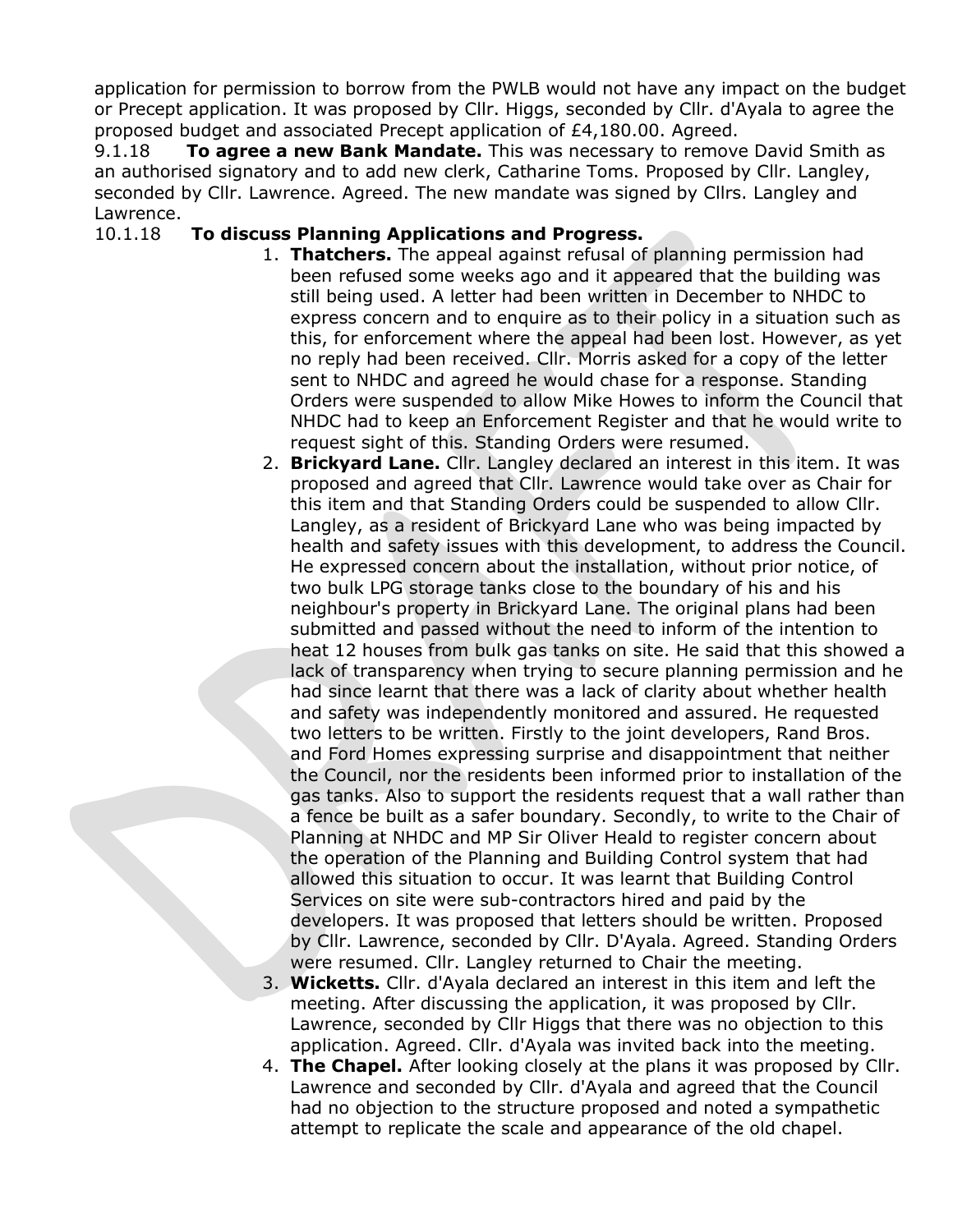application for permission to borrow from the PWLB would not have any impact on the budget or Precept application. It was proposed by Cllr. Higgs, seconded by Cllr. d'Ayala to agree the proposed budget and associated Precept application of £4,180.00. Agreed.

9.1.18 **To agree a new Bank Mandate.** This was necessary to remove David Smith as an authorised signatory and to add new clerk, Catharine Toms. Proposed by Cllr. Langley, seconded by Cllr. Lawrence. Agreed. The new mandate was signed by Cllrs. Langley and Lawrence.

10.1.18 **To discuss Planning Applications and Progress.**

1. **Thatchers.** The appeal against refusal of planning permission had been refused some weeks ago and it appeared that the building was still being used. A letter had been written in December to NHDC to express concern and to enquire as to their policy in a situation such as this, for enforcement where the appeal had been lost. However, as yet no reply had been received. Cllr. Morris asked for a copy of the letter sent to NHDC and agreed he would chase for a response. Standing Orders were suspended to allow Mike Howes to inform the Council that NHDC had to keep an Enforcement Register and that he would write to request sight of this. Standing Orders were resumed.
2. **Brickyard Lane.** Cllr. Langley declared an interest in this item. It was proposed and agreed that Cllr. Lawrence would take over as Chair for this item and that Standing Orders could be suspended to allow Cllr. Langley, as a resident of Brickyard Lane who was being impacted by health and safety issues with this development, to address the Council. He expressed concern about the installation, without prior notice, of two bulk LPG storage tanks close to the boundary of his and his neighbour's property in Brickyard Lane. The original plans had been submitted and passed without the need to inform of the intention to heat 12 houses from bulk gas tanks on site. He said that this showed a lack of transparency when trying to secure planning permission and he had since learnt that there was a lack of clarity about whether health and safety was independently monitored and assured. He requested two letters to be written. Firstly to the joint developers, Rand Bros. and Ford Homes expressing surprise and disappointment that neither the Council, nor the residents been informed prior to installation of the gas tanks. Also to support the residents request that a wall rather than a fence be built as a safer boundary. Secondly, to write to the Chair of Planning at NHDC and MP Sir Oliver Heald to register concern about the operation of the Planning and Building Control system that had allowed this situation to occur. It was learnt that Building Control Services on site were sub-contractors hired and paid by the developers. It was proposed that letters should be written. Proposed by Cllr. Lawrence, seconded by Cllr. D'Ayala. Agreed. Standing Orders were resumed. Cllr. Langley returned to Chair the meeting.
3. **Wicketts.** Cllr. d'Ayala declared an interest in this item and left the meeting. After discussing the application, it was proposed by Cllr. Lawrence, seconded by Cllr Higgs that there was no objection to this application. Agreed. Cllr. d'Ayala was invited back into the meeting.
4. **The Chapel.** After looking closely at the plans it was proposed by Cllr. Lawrence and seconded by Cllr. d'Ayala and agreed that the Council had no objection to the structure proposed and noted a sympathetic attempt to replicate the scale and appearance of the old chapel.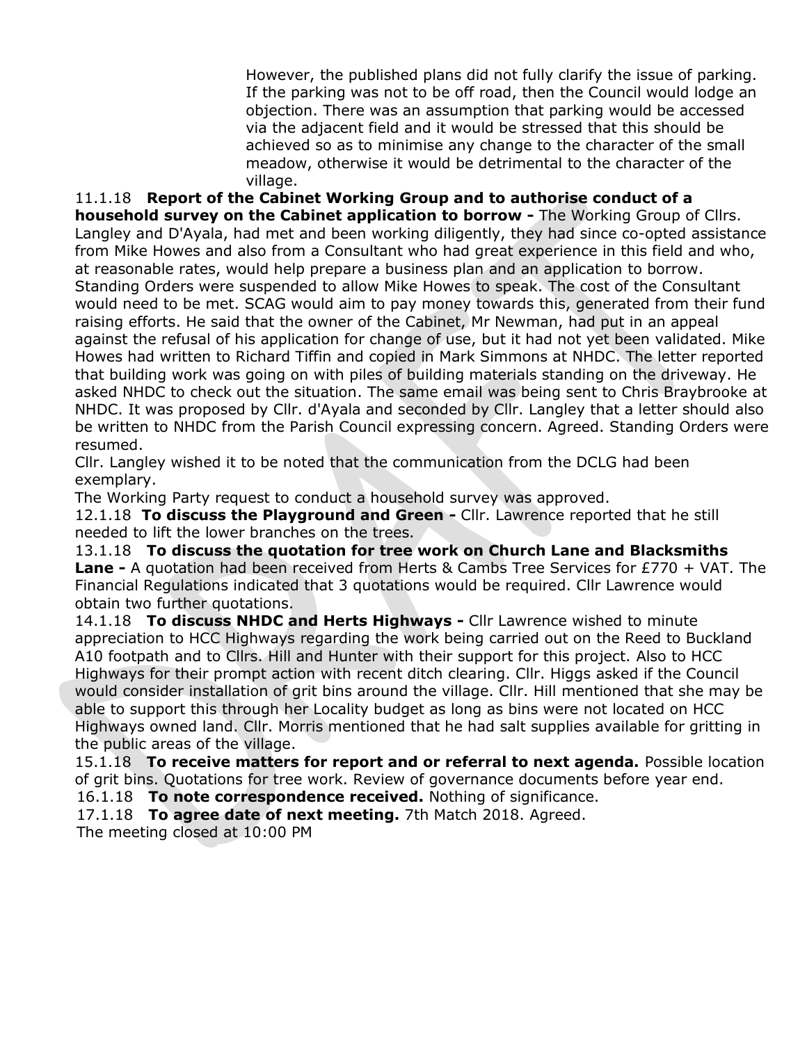However, the published plans did not fully clarify the issue of parking. If the parking was not to be off road, then the Council would lodge an objection. There was an assumption that parking would be accessed via the adjacent field and it would be stressed that this should be achieved so as to minimise any change to the character of the small meadow, otherwise it would be detrimental to the character of the village.

11.1.18 **Report of the Cabinet Working Group and to authorise conduct of a household survey on the Cabinet application to borrow -** The Working Group of Cllrs. Langley and D'Ayala, had met and been working diligently, they had since co-opted assistance from Mike Howes and also from a Consultant who had great experience in this field and who, at reasonable rates, would help prepare a business plan and an application to borrow. Standing Orders were suspended to allow Mike Howes to speak. The cost of the Consultant would need to be met. SCAG would aim to pay money towards this, generated from their fund raising efforts. He said that the owner of the Cabinet, Mr Newman, had put in an appeal against the refusal of his application for change of use, but it had not yet been validated. Mike Howes had written to Richard Tiffin and copied in Mark Simmons at NHDC. The letter reported that building work was going on with piles of building materials standing on the driveway. He asked NHDC to check out the situation. The same email was being sent to Chris Braybrooke at NHDC. It was proposed by Cllr. d'Ayala and seconded by Cllr. Langley that a letter should also be written to NHDC from the Parish Council expressing concern. Agreed. Standing Orders were resumed.

Cllr. Langley wished it to be noted that the communication from the DCLG had been exemplary.

The Working Party request to conduct a household survey was approved.

12.1.18 **To discuss the Playground and Green -** Cllr. Lawrence reported that he still needed to lift the lower branches on the trees.

13.1.18 **To discuss the quotation for tree work on Church Lane and Blacksmiths Lane -** A quotation had been received from Herts & Cambs Tree Services for £770 + VAT. The Financial Regulations indicated that 3 quotations would be required. Cllr Lawrence would obtain two further quotations.

14.1.18 **To discuss NHDC and Herts Highways -** Cllr Lawrence wished to minute appreciation to HCC Highways regarding the work being carried out on the Reed to Buckland A10 footpath and to Cllrs. Hill and Hunter with their support for this project. Also to HCC Highways for their prompt action with recent ditch clearing. Cllr. Higgs asked if the Council would consider installation of grit bins around the village. Cllr. Hill mentioned that she may be able to support this through her Locality budget as long as bins were not located on HCC Highways owned land. Cllr. Morris mentioned that he had salt supplies available for gritting in the public areas of the village.

15.1.18 **To receive matters for report and or referral to next agenda.** Possible location of grit bins. Quotations for tree work. Review of governance documents before year end.

16.1.18 **To note correspondence received.** Nothing of significance.

17.1.18 **To agree date of next meeting.** 7th Match 2018. Agreed.

The meeting closed at 10:00 PM